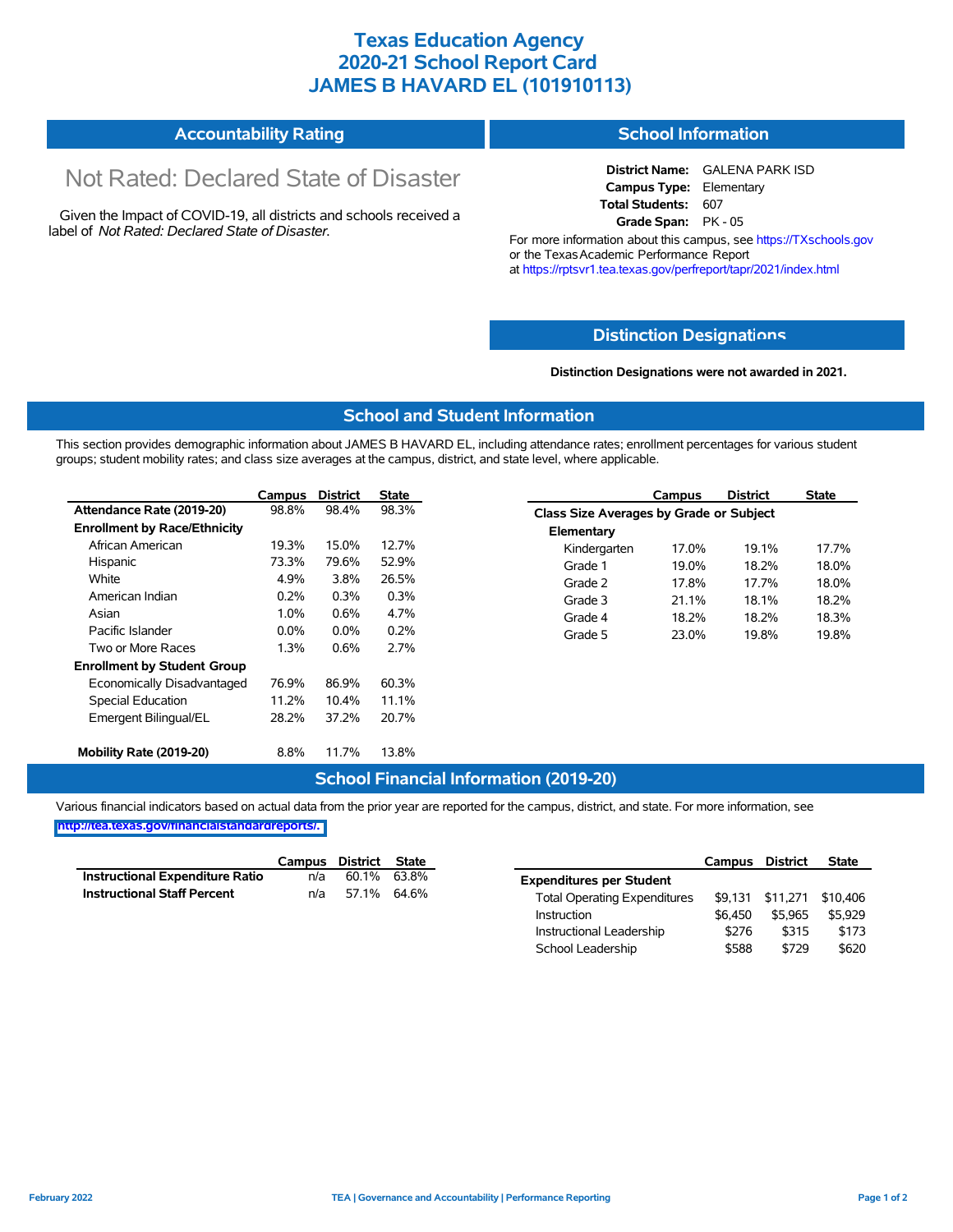# Texas Education Agency
# 2020-21 School Report Card
# JAMES B HAVARD EL (101910113)

## Accountability Rating

Not Rated: Declared State of Disaster

Given the Impact of COVID-19, all districts and schools received a label of *Not Rated: Declared State of Disaster*.

## School Information

**District Name:** GALENA PARK ISD
**Campus Type:** Elementary
**Total Students:** 607
**Grade Span:** PK - 05

For more information about this campus, see https://TXschools.gov or the Texas Academic Performance Report at https://rptsvr1.tea.texas.gov/perfreport/tapr/2021/index.html

## Distinction Designations

**Distinction Designations were not awarded in 2021.**

## School and Student Information

This section provides demographic information about JAMES B HAVARD EL, including attendance rates; enrollment percentages for various student groups; student mobility rates; and class size averages at the campus, district, and state level, where applicable.

| | Campus | District | State |
|---|---|---|---|
| **Attendance Rate (2019-20)** | 98.8% | 98.4% | 98.3% |
| **Enrollment by Race/Ethnicity** | | | |
| African American | 19.3% | 15.0% | 12.7% |
| Hispanic | 73.3% | 79.6% | 52.9% |
| White | 4.9% | 3.8% | 26.5% |
| American Indian | 0.2% | 0.3% | 0.3% |
| Asian | 1.0% | 0.6% | 4.7% |
| Pacific Islander | 0.0% | 0.0% | 0.2% |
| Two or More Races | 1.3% | 0.6% | 2.7% |
| **Enrollment by Student Group** | | | |
| Economically Disadvantaged | 76.9% | 86.9% | 60.3% |
| Special Education | 11.2% | 10.4% | 11.1% |
| Emergent Bilingual/EL | 28.2% | 37.2% | 20.7% |
| **Mobility Rate (2019-20)** | 8.8% | 11.7% | 13.8% |

| | Campus | District | State |
|---|---|---|---|
| **Class Size Averages by Grade or Subject** | | | |
| **Elementary** | | | |
| Kindergarten | 17.0% | 19.1% | 17.7% |
| Grade 1 | 19.0% | 18.2% | 18.0% |
| Grade 2 | 17.8% | 17.7% | 18.0% |
| Grade 3 | 21.1% | 18.1% | 18.2% |
| Grade 4 | 18.2% | 18.2% | 18.3% |
| Grade 5 | 23.0% | 19.8% | 19.8% |

## School Financial Information (2019-20)

Various financial indicators based on actual data from the prior year are reported for the campus, district, and state. For more information, see http://tea.texas.gov/financialstandardreports/.

| | Campus | District | State |
|---|---|---|---|
| **Instructional Expenditure Ratio** | n/a | 60.1% | 63.8% |
| **Instructional Staff Percent** | n/a | 57.1% | 64.6% |

| | Campus | District | State |
|---|---|---|---|
| **Expenditures per Student** | | | |
| Total Operating Expenditures | $9,131 | $11,271 | $10,406 |
| Instruction | $6,450 | $5,965 | $5,929 |
| Instructional Leadership | $276 | $315 | $173 |
| School Leadership | $588 | $729 | $620 |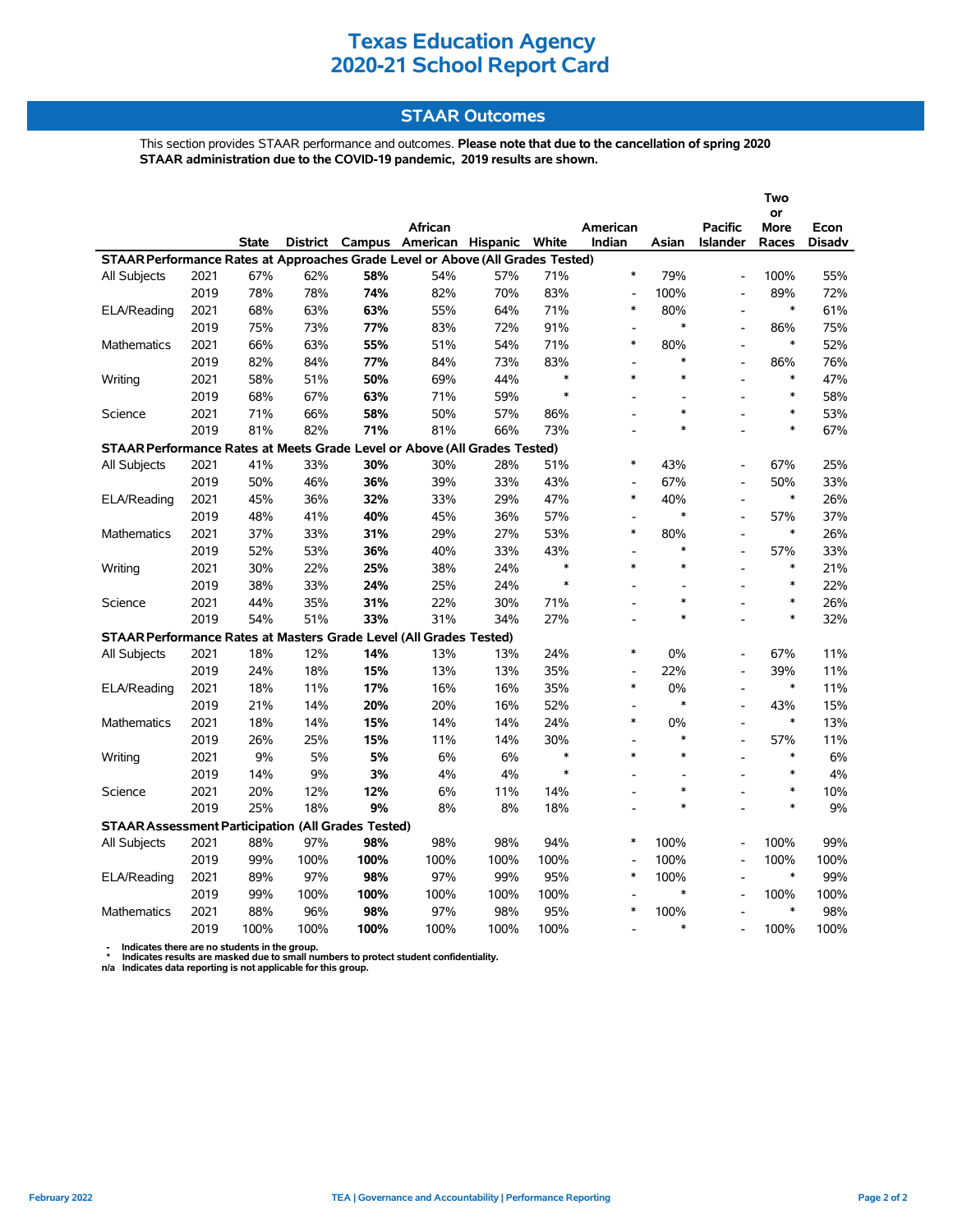# Texas Education Agency
# 2020-21 School Report Card

## STAAR Outcomes

This section provides STAAR performance and outcomes. **Please note that due to the cancellation of spring 2020 STAAR administration due to the COVID-19 pandemic, 2019 results are shown.**

| | | State | District | Campus | African American | Hispanic | White | American Indian | Asian | Pacific Islander | Two or More Races | Econ Disadv |
|---|---|---|---|---|---|---|---|---|---|---|---|---|
| **STAAR Performance Rates at Approaches Grade Level or Above (All Grades Tested)** | | | | | | | | | | | | |
| All Subjects | 2021 | 67% | 62% | **58%** | 54% | 57% | 71% | * | 79% | - | 100% | 55% |
| | 2019 | 78% | 78% | **74%** | 82% | 70% | 83% | - | 100% | - | 89% | 72% |
| ELA/Reading | 2021 | 68% | 63% | **63%** | 55% | 64% | 71% | * | 80% | - | * | 61% |
| | 2019 | 75% | 73% | **77%** | 83% | 72% | 91% | - | * | - | 86% | 75% |
| Mathematics | 2021 | 66% | 63% | **55%** | 51% | 54% | 71% | * | 80% | - | * | 52% |
| | 2019 | 82% | 84% | **77%** | 84% | 73% | 83% | - | * | - | 86% | 76% |
| Writing | 2021 | 58% | 51% | **50%** | 69% | 44% | * | * | * | - | * | 47% |
| | 2019 | 68% | 67% | **63%** | 71% | 59% | * | - | - | - | * | 58% |
| Science | 2021 | 71% | 66% | **58%** | 50% | 57% | 86% | - | * | - | * | 53% |
| | 2019 | 81% | 82% | **71%** | 81% | 66% | 73% | - | * | - | * | 67% |
| **STAAR Performance Rates at Meets Grade Level or Above (All Grades Tested)** | | | | | | | | | | | | |
| All Subjects | 2021 | 41% | 33% | **30%** | 30% | 28% | 51% | * | 43% | - | 67% | 25% |
| | 2019 | 50% | 46% | **36%** | 39% | 33% | 43% | - | 67% | - | 50% | 33% |
| ELA/Reading | 2021 | 45% | 36% | **32%** | 33% | 29% | 47% | * | 40% | - | * | 26% |
| | 2019 | 48% | 41% | **40%** | 45% | 36% | 57% | - | * | - | 57% | 37% |
| Mathematics | 2021 | 37% | 33% | **31%** | 29% | 27% | 53% | * | 80% | - | * | 26% |
| | 2019 | 52% | 53% | **36%** | 40% | 33% | 43% | - | * | - | 57% | 33% |
| Writing | 2021 | 30% | 22% | **25%** | 38% | 24% | * | * | * | - | * | 21% |
| | 2019 | 38% | 33% | **24%** | 25% | 24% | * | - | - | - | * | 22% |
| Science | 2021 | 44% | 35% | **31%** | 22% | 30% | 71% | - | * | - | * | 26% |
| | 2019 | 54% | 51% | **33%** | 31% | 34% | 27% | - | * | - | * | 32% |
| **STAAR Performance Rates at Masters Grade Level (All Grades Tested)** | | | | | | | | | | | | |
| All Subjects | 2021 | 18% | 12% | **14%** | 13% | 13% | 24% | * | 0% | - | 67% | 11% |
| | 2019 | 24% | 18% | **15%** | 13% | 13% | 35% | - | 22% | - | 39% | 11% |
| ELA/Reading | 2021 | 18% | 11% | **17%** | 16% | 16% | 35% | * | 0% | - | * | 11% |
| | 2019 | 21% | 14% | **20%** | 20% | 16% | 52% | - | * | - | 43% | 15% |
| Mathematics | 2021 | 18% | 14% | **15%** | 14% | 14% | 24% | * | 0% | - | * | 13% |
| | 2019 | 26% | 25% | **15%** | 11% | 14% | 30% | - | * | - | 57% | 11% |
| Writing | 2021 | 9% | 5% | **5%** | 6% | 6% | * | * | * | - | * | 6% |
| | 2019 | 14% | 9% | **3%** | 4% | 4% | * | - | - | - | * | 4% |
| Science | 2021 | 20% | 12% | **12%** | 6% | 11% | 14% | - | * | - | * | 10% |
| | 2019 | 25% | 18% | **9%** | 8% | 8% | 18% | - | * | - | * | 9% |
| **STAAR Assessment Participation (All Grades Tested)** | | | | | | | | | | | | |
| All Subjects | 2021 | 88% | 97% | **98%** | 98% | 98% | 94% | * | 100% | - | 100% | 99% |
| | 2019 | 99% | 100% | **100%** | 100% | 100% | 100% | - | 100% | - | 100% | 100% |
| ELA/Reading | 2021 | 89% | 97% | **98%** | 97% | 99% | 95% | * | 100% | - | * | 99% |
| | 2019 | 99% | 100% | **100%** | 100% | 100% | 100% | - | * | - | 100% | 100% |
| Mathematics | 2021 | 88% | 96% | **98%** | 97% | 98% | 95% | * | 100% | - | * | 98% |
| | 2019 | 100% | 100% | **100%** | 100% | 100% | 100% | - | * | - | 100% | 100% |

- Indicates there are no students in the group.
* Indicates results are masked due to small numbers to protect student confidentiality.
n/a Indicates data reporting is not applicable for this group.